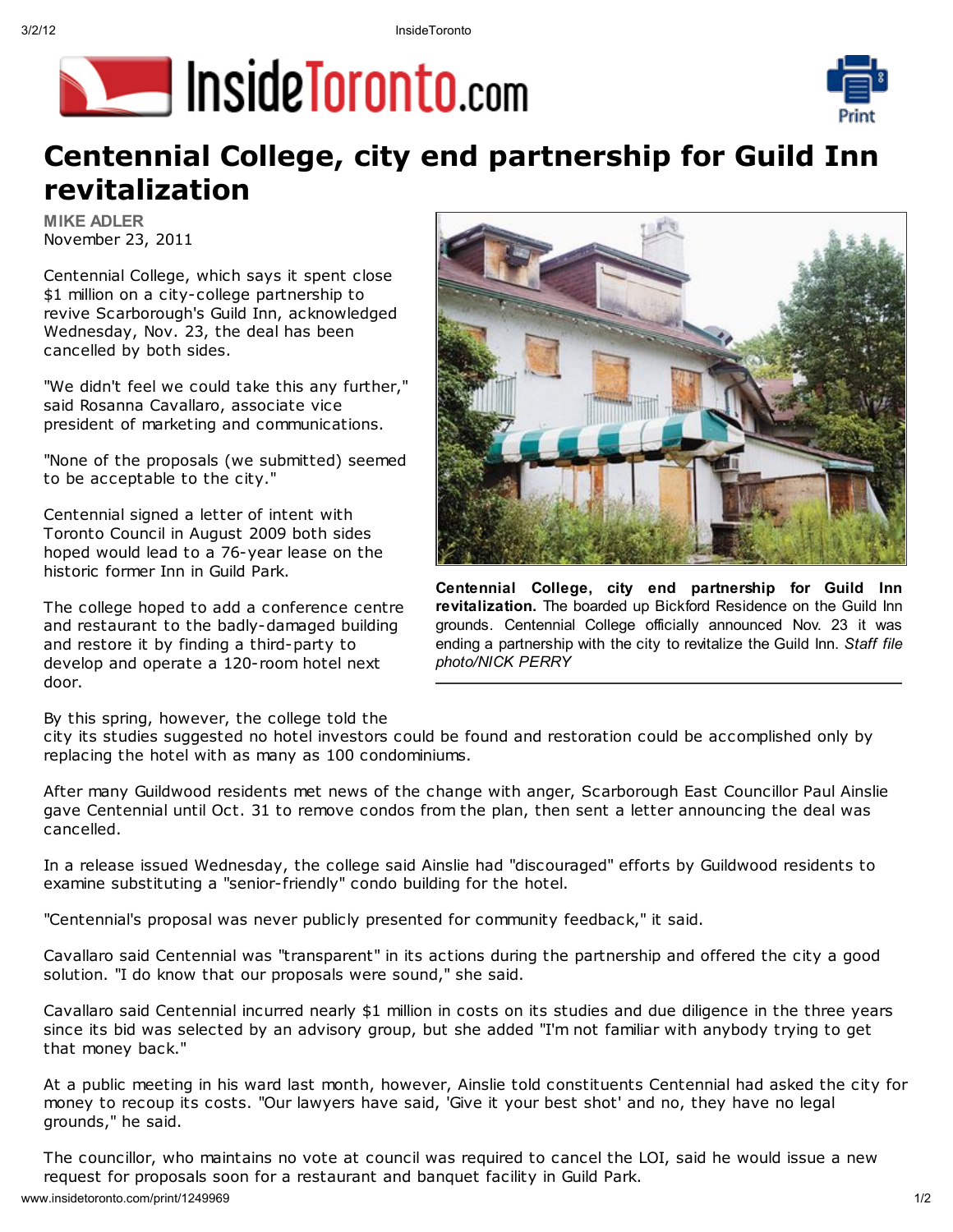# Centennial College, city end partnership for Guild Inn revitalization

**MIKE ADLER**
November 23, 2011

Centennial College, which says it spent close $1 million on a city-college partnership to revive Scarborough's Guild Inn, acknowledged Wednesday, Nov. 23, the deal has been cancelled by both sides.

"We didn't feel we could take this any further," said Rosanna Cavallaro, associate vice president of marketing and communications.

"None of the proposals (we submitted) seemed to be acceptable to the city."

Centennial signed a letter of intent with Toronto Council in August 2009 both sides hoped would lead to a 76-year lease on the historic former Inn in Guild Park.

The college hoped to add a conference centre and restaurant to the badly-damaged building and restore it by finding a third-party to develop and operate a 120-room hotel next door.

**Centennial College, city end partnership for Guild Inn revitalization.** The boarded up Bickford Residence on the Guild Inn grounds. Centennial College officially announced Nov. 23 it was ending a partnership with the city to revitalize the Guild Inn. *Staff file photo/NICK PERRY*

By this spring, however, the college told the city its studies suggested no hotel investors could be found and restoration could be accomplished only by replacing the hotel with as many as 100 condominiums.

After many Guildwood residents met news of the change with anger, Scarborough East Councillor Paul Ainslie gave Centennial until Oct. 31 to remove condos from the plan, then sent a letter announcing the deal was cancelled.

In a release issued Wednesday, the college said Ainslie had "discouraged" efforts by Guildwood residents to examine substituting a "senior-friendly" condo building for the hotel.

"Centennial's proposal was never publicly presented for community feedback," it said.

Cavallaro said Centennial was "transparent" in its actions during the partnership and offered the city a good solution. "I do know that our proposals were sound," she said.

Cavallaro said Centennial incurred nearly $1 million in costs on its studies and due diligence in the three years since its bid was selected by an advisory group, but she added "I'm not familiar with anybody trying to get that money back."

At a public meeting in his ward last month, however, Ainslie told constituents Centennial had asked the city for money to recoup its costs. "Our lawyers have said, 'Give it your best shot' and no, they have no legal grounds," he said.

The councillor, who maintains no vote at council was required to cancel the LOI, said he would issue a new request for proposals soon for a restaurant and banquet facility in Guild Park.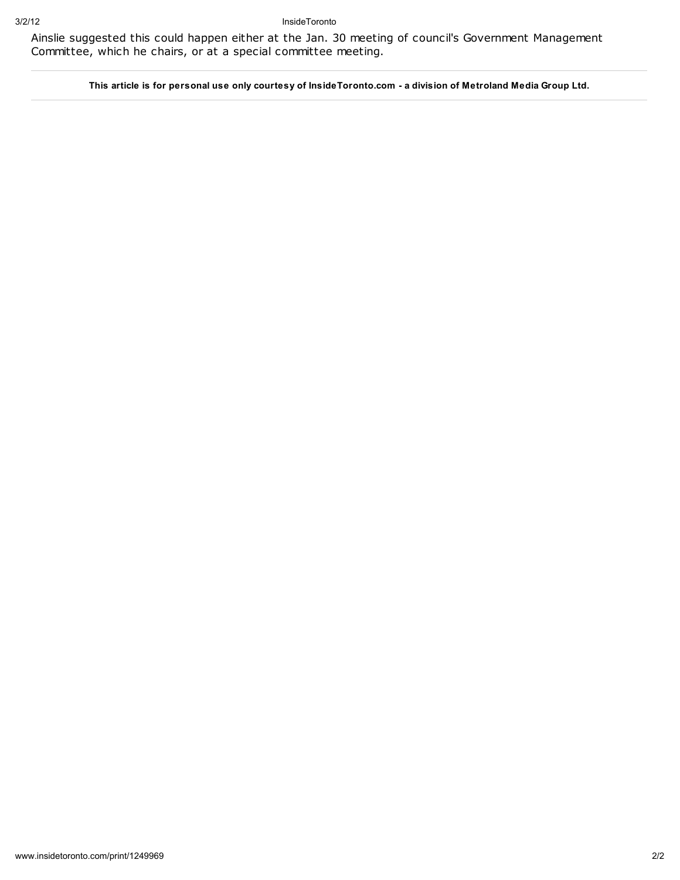Ainslie suggested this could happen either at the Jan. 30 meeting of council's Government Management Committee, which he chairs, or at a special committee meeting.

---

**This article is for personal use only courtesy of InsideToronto.com - a division of Metroland Media Group Ltd.**

---